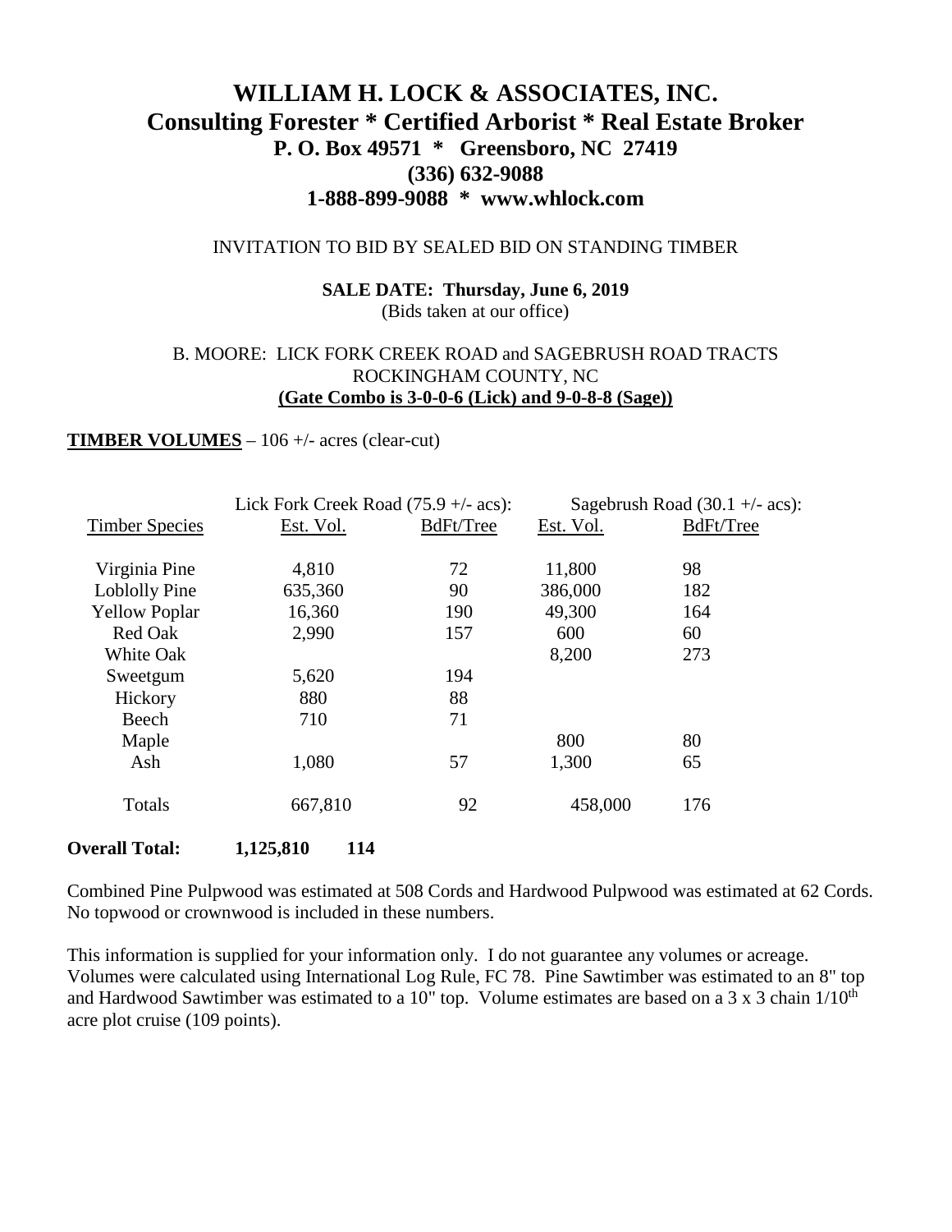# WILLIAM H. LOCK & ASSOCIATES, INC.

## Consulting Forester * Certified Arborist * Real Estate Broker

**P. O. Box 49571 * Greensboro, NC 27419**

**(336) 632-9088**

**1-888-899-9088 * www.whlock.com**

INVITATION TO BID BY SEALED BID ON STANDING TIMBER

**SALE DATE: Thursday, June 6, 2019**
(Bids taken at our office)

B. MOORE: LICK FORK CREEK ROAD and SAGEBRUSH ROAD TRACTS
ROCKINGHAM COUNTY, NC
**(Gate Combo is 3-0-0-6 (Lick) and 9-0-8-8 (Sage))**

**TIMBER VOLUMES** – 106 +/- acres (clear-cut)

| | Lick Fork Creek Road (75.9 +/- acs): | | Sagebrush Road (30.1 +/- acs): | |
|---|---|---|---|---|
| Timber Species | Est. Vol. | BdFt/Tree | Est. Vol. | BdFt/Tree |
| Virginia Pine | 4,810 | 72 | 11,800 | 98 |
| Loblolly Pine | 635,360 | 90 | 386,000 | 182 |
| Yellow Poplar | 16,360 | 190 | 49,300 | 164 |
| Red Oak | 2,990 | 157 | 600 | 60 |
| White Oak | | | 8,200 | 273 |
| Sweetgum | 5,620 | 194 | | |
| Hickory | 880 | 88 | | |
| Beech | 710 | 71 | | |
| Maple | | | 800 | 80 |
| Ash | 1,080 | 57 | 1,300 | 65 |
| Totals | 667,810 | 92 | 458,000 | 176 |

**Overall Total: 1,125,810 114**

Combined Pine Pulpwood was estimated at 508 Cords and Hardwood Pulpwood was estimated at 62 Cords. No topwood or crownwood is included in these numbers.

This information is supplied for your information only. I do not guarantee any volumes or acreage. Volumes were calculated using International Log Rule, FC 78. Pine Sawtimber was estimated to an 8" top and Hardwood Sawtimber was estimated to a 10" top. Volume estimates are based on a 3 x 3 chain 1/10th acre plot cruise (109 points).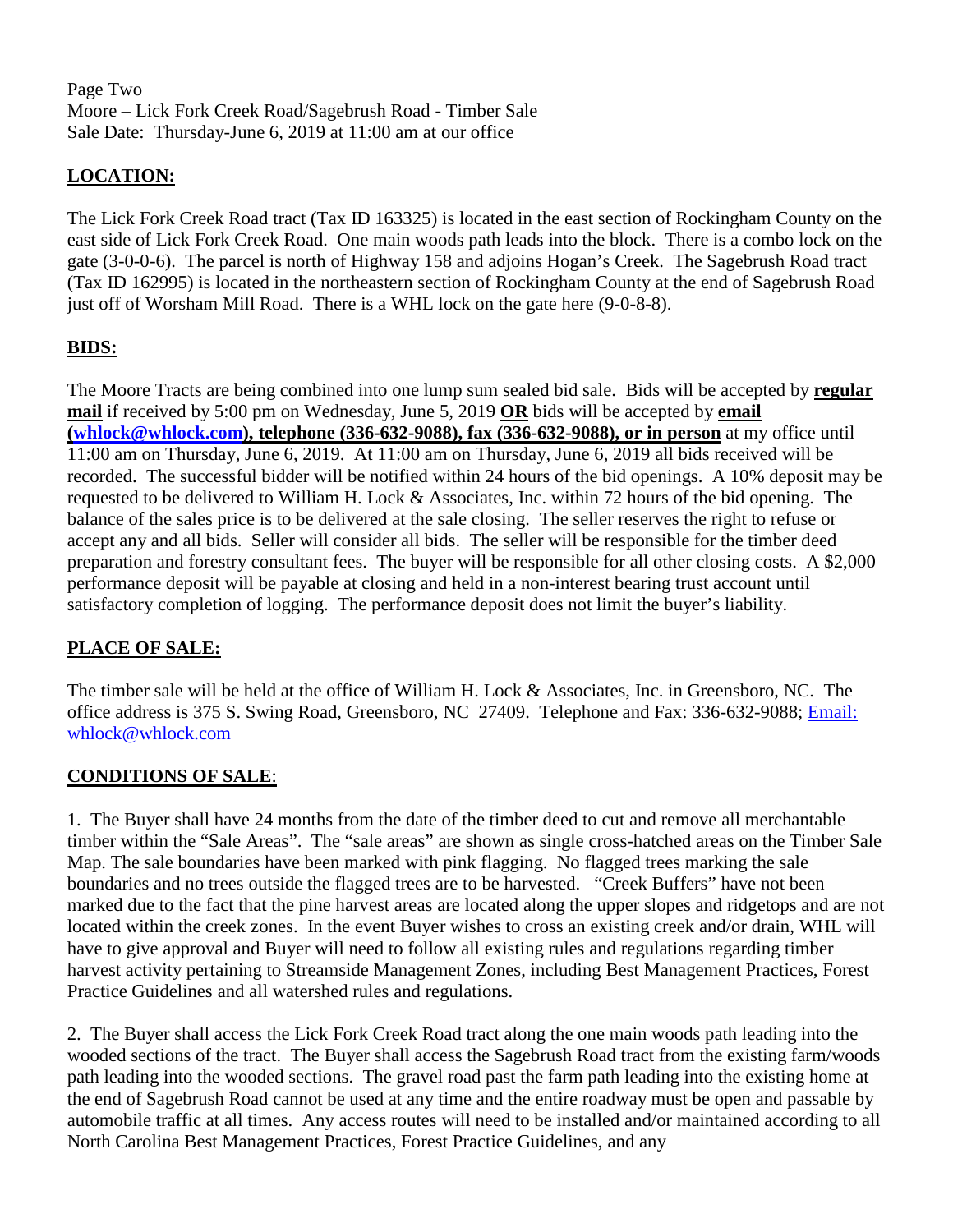Page Two
Moore – Lick Fork Creek Road/Sagebrush Road - Timber Sale
Sale Date: Thursday-June 6, 2019 at 11:00 am at our office

## LOCATION:

The Lick Fork Creek Road tract (Tax ID 163325) is located in the east section of Rockingham County on the east side of Lick Fork Creek Road. One main woods path leads into the block. There is a combo lock on the gate (3-0-0-6). The parcel is north of Highway 158 and adjoins Hogan's Creek. The Sagebrush Road tract (Tax ID 162995) is located in the northeastern section of Rockingham County at the end of Sagebrush Road just off of Worsham Mill Road. There is a WHL lock on the gate here (9-0-8-8).

## BIDS:

The Moore Tracts are being combined into one lump sum sealed bid sale. Bids will be accepted by **regular mail** if received by 5:00 pm on Wednesday, June 5, 2019 **OR** bids will be accepted by **email (whlock@whlock.com), telephone (336-632-9088), fax (336-632-9088), or in person** at my office until 11:00 am on Thursday, June 6, 2019. At 11:00 am on Thursday, June 6, 2019 all bids received will be recorded. The successful bidder will be notified within 24 hours of the bid openings. A 10% deposit may be requested to be delivered to William H. Lock & Associates, Inc. within 72 hours of the bid opening. The balance of the sales price is to be delivered at the sale closing. The seller reserves the right to refuse or accept any and all bids. Seller will consider all bids. The seller will be responsible for the timber deed preparation and forestry consultant fees. The buyer will be responsible for all other closing costs. A $2,000 performance deposit will be payable at closing and held in a non-interest bearing trust account until satisfactory completion of logging. The performance deposit does not limit the buyer's liability.

## PLACE OF SALE:

The timber sale will be held at the office of William H. Lock & Associates, Inc. in Greensboro, NC. The office address is 375 S. Swing Road, Greensboro, NC 27409. Telephone and Fax: 336-632-9088; Email: whlock@whlock.com

## CONDITIONS OF SALE:

1. The Buyer shall have 24 months from the date of the timber deed to cut and remove all merchantable timber within the "Sale Areas". The "sale areas" are shown as single cross-hatched areas on the Timber Sale Map. The sale boundaries have been marked with pink flagging. No flagged trees marking the sale boundaries and no trees outside the flagged trees are to be harvested. "Creek Buffers" have not been marked due to the fact that the pine harvest areas are located along the upper slopes and ridgetops and are not located within the creek zones. In the event Buyer wishes to cross an existing creek and/or drain, WHL will have to give approval and Buyer will need to follow all existing rules and regulations regarding timber harvest activity pertaining to Streamside Management Zones, including Best Management Practices, Forest Practice Guidelines and all watershed rules and regulations.

2. The Buyer shall access the Lick Fork Creek Road tract along the one main woods path leading into the wooded sections of the tract. The Buyer shall access the Sagebrush Road tract from the existing farm/woods path leading into the wooded sections. The gravel road past the farm path leading into the existing home at the end of Sagebrush Road cannot be used at any time and the entire roadway must be open and passable by automobile traffic at all times. Any access routes will need to be installed and/or maintained according to all North Carolina Best Management Practices, Forest Practice Guidelines, and any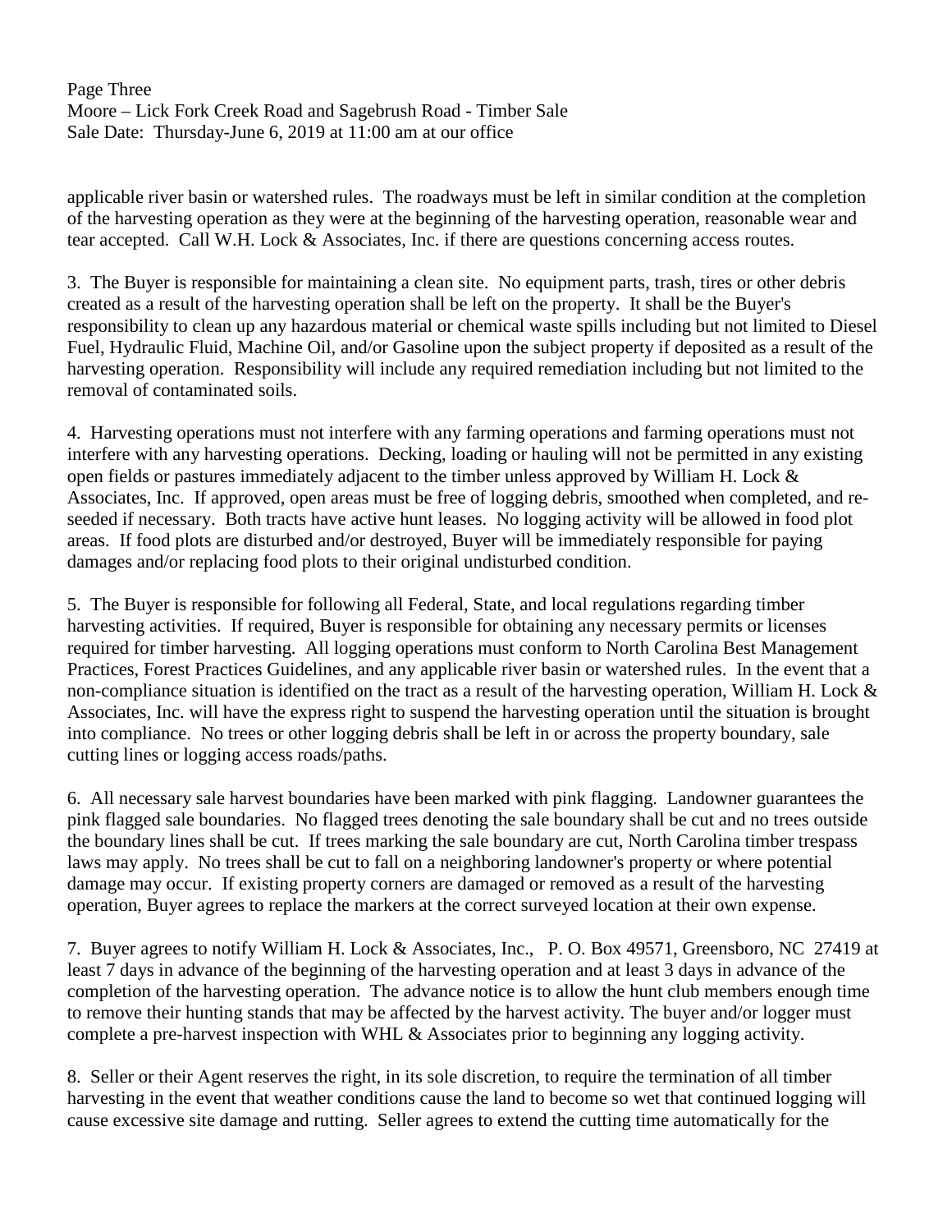applicable river basin or watershed rules. The roadways must be left in similar condition at the completion of the harvesting operation as they were at the beginning of the harvesting operation, reasonable wear and tear accepted. Call W.H. Lock & Associates, Inc. if there are questions concerning access routes.

3. The Buyer is responsible for maintaining a clean site. No equipment parts, trash, tires or other debris created as a result of the harvesting operation shall be left on the property. It shall be the Buyer's responsibility to clean up any hazardous material or chemical waste spills including but not limited to Diesel Fuel, Hydraulic Fluid, Machine Oil, and/or Gasoline upon the subject property if deposited as a result of the harvesting operation. Responsibility will include any required remediation including but not limited to the removal of contaminated soils.

4. Harvesting operations must not interfere with any farming operations and farming operations must not interfere with any harvesting operations. Decking, loading or hauling will not be permitted in any existing open fields or pastures immediately adjacent to the timber unless approved by William H. Lock & Associates, Inc. If approved, open areas must be free of logging debris, smoothed when completed, and re-seeded if necessary. Both tracts have active hunt leases. No logging activity will be allowed in food plot areas. If food plots are disturbed and/or destroyed, Buyer will be immediately responsible for paying damages and/or replacing food plots to their original undisturbed condition.

5. The Buyer is responsible for following all Federal, State, and local regulations regarding timber harvesting activities. If required, Buyer is responsible for obtaining any necessary permits or licenses required for timber harvesting. All logging operations must conform to North Carolina Best Management Practices, Forest Practices Guidelines, and any applicable river basin or watershed rules. In the event that a non-compliance situation is identified on the tract as a result of the harvesting operation, William H. Lock & Associates, Inc. will have the express right to suspend the harvesting operation until the situation is brought into compliance. No trees or other logging debris shall be left in or across the property boundary, sale cutting lines or logging access roads/paths.

6. All necessary sale harvest boundaries have been marked with pink flagging. Landowner guarantees the pink flagged sale boundaries. No flagged trees denoting the sale boundary shall be cut and no trees outside the boundary lines shall be cut. If trees marking the sale boundary are cut, North Carolina timber trespass laws may apply. No trees shall be cut to fall on a neighboring landowner's property or where potential damage may occur. If existing property corners are damaged or removed as a result of the harvesting operation, Buyer agrees to replace the markers at the correct surveyed location at their own expense.

7. Buyer agrees to notify William H. Lock & Associates, Inc., P. O. Box 49571, Greensboro, NC 27419 at least 7 days in advance of the beginning of the harvesting operation and at least 3 days in advance of the completion of the harvesting operation. The advance notice is to allow the hunt club members enough time to remove their hunting stands that may be affected by the harvest activity. The buyer and/or logger must complete a pre-harvest inspection with WHL & Associates prior to beginning any logging activity.

8. Seller or their Agent reserves the right, in its sole discretion, to require the termination of all timber harvesting in the event that weather conditions cause the land to become so wet that continued logging will cause excessive site damage and rutting. Seller agrees to extend the cutting time automatically for the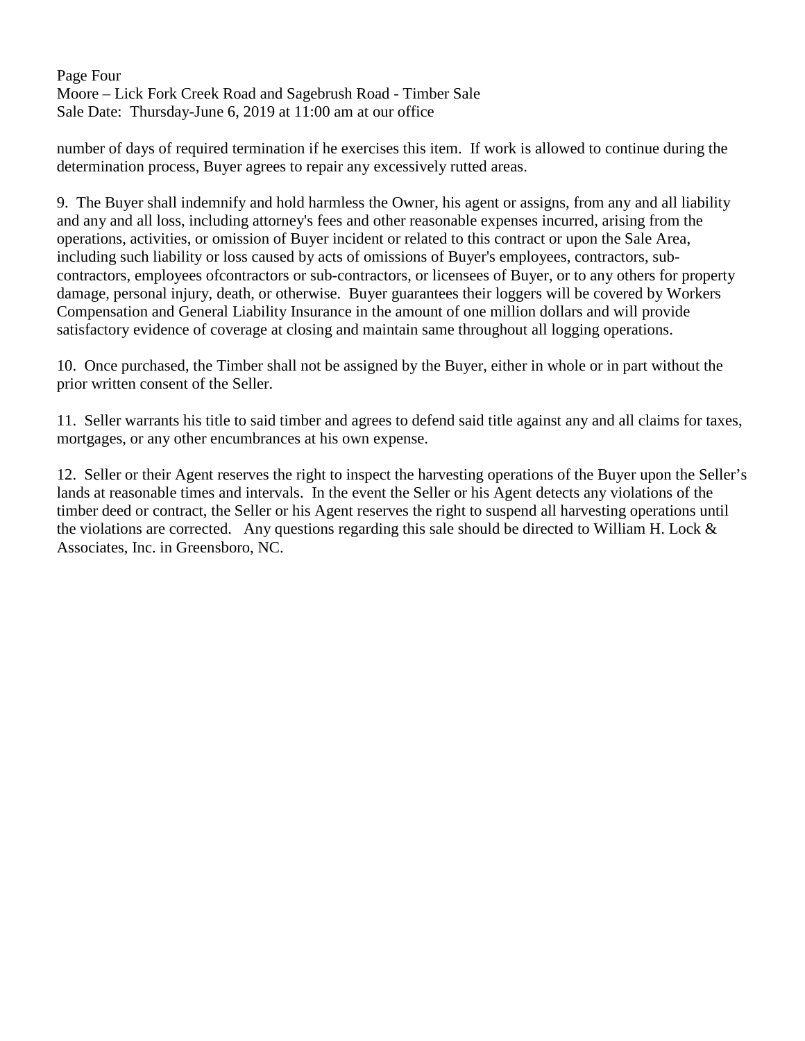number of days of required termination if he exercises this item. If work is allowed to continue during the determination process, Buyer agrees to repair any excessively rutted areas.

9. The Buyer shall indemnify and hold harmless the Owner, his agent or assigns, from any and all liability and any and all loss, including attorney's fees and other reasonable expenses incurred, arising from the operations, activities, or omission of Buyer incident or related to this contract or upon the Sale Area, including such liability or loss caused by acts of omissions of Buyer's employees, contractors, sub-contractors, employees ofcontractors or sub-contractors, or licensees of Buyer, or to any others for property damage, personal injury, death, or otherwise. Buyer guarantees their loggers will be covered by Workers Compensation and General Liability Insurance in the amount of one million dollars and will provide satisfactory evidence of coverage at closing and maintain same throughout all logging operations.

10. Once purchased, the Timber shall not be assigned by the Buyer, either in whole or in part without the prior written consent of the Seller.

11. Seller warrants his title to said timber and agrees to defend said title against any and all claims for taxes, mortgages, or any other encumbrances at his own expense.

12. Seller or their Agent reserves the right to inspect the harvesting operations of the Buyer upon the Seller's lands at reasonable times and intervals. In the event the Seller or his Agent detects any violations of the timber deed or contract, the Seller or his Agent reserves the right to suspend all harvesting operations until the violations are corrected. Any questions regarding this sale should be directed to William H. Lock & Associates, Inc. in Greensboro, NC.